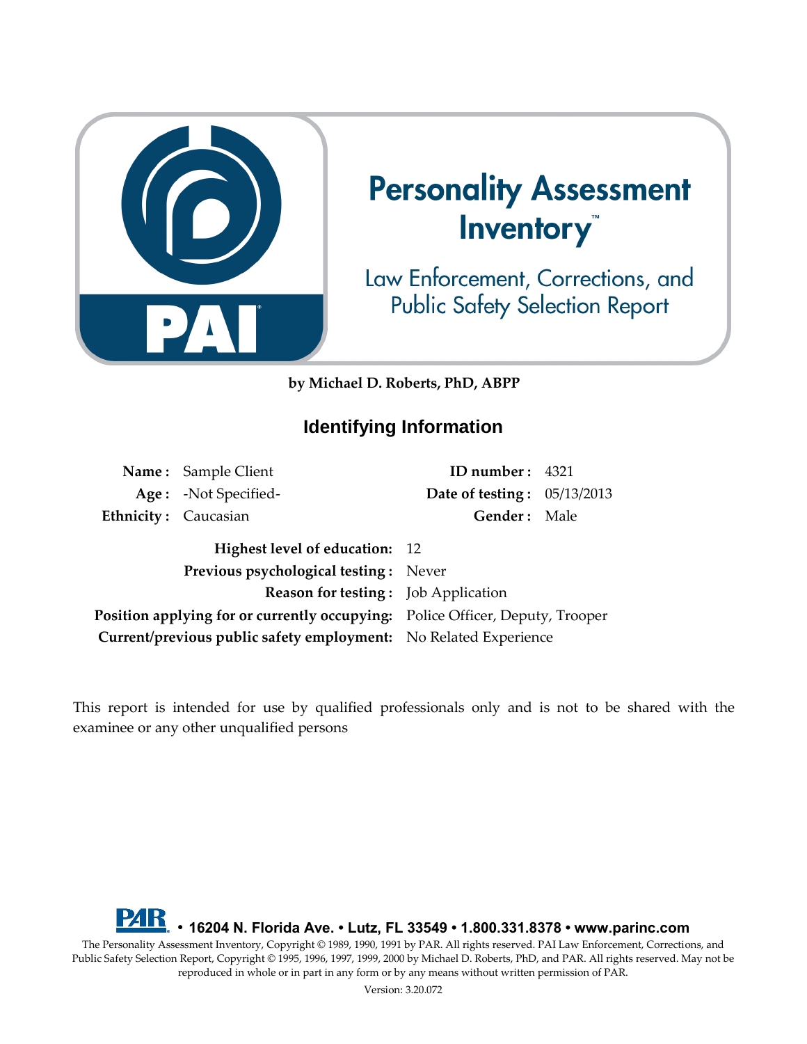# Personality Assessment Inventory™

## Law Enforcement, Corrections, and Public Safety Selection Report

**by Michael D. Roberts, PhD, ABPP**

## Identifying Information

| | | | |
|---|---|---|---|
| **Name :** | Sample Client | **ID number :** | 4321 |
| **Age :** | -Not Specified- | **Date of testing :** | 05/13/2013 |
| **Ethnicity :** | Caucasian | **Gender :** | Male |

| | |
|---|---|
| **Highest level of education:** | 12 |
| **Previous psychological testing :** | Never |
| **Reason for testing :** | Job Application |
| **Position applying for or currently occupying:** | Police Officer, Deputy, Trooper |
| **Current/previous public safety employment:** | No Related Experience |

This report is intended for use by qualified professionals only and is not to be shared with the examinee or any other unqualified persons

PAR • 16204 N. Florida Ave. • Lutz, FL 33549 • 1.800.331.8378 • www.parinc.com

The Personality Assessment Inventory, Copyright © 1989, 1990, 1991 by PAR. All rights reserved. PAI Law Enforcement, Corrections, and Public Safety Selection Report, Copyright © 1995, 1996, 1997, 1999, 2000 by Michael D. Roberts, PhD, and PAR. All rights reserved. May not be reproduced in whole or in part in any form or by any means without written permission of PAR.

Version: 3.20.072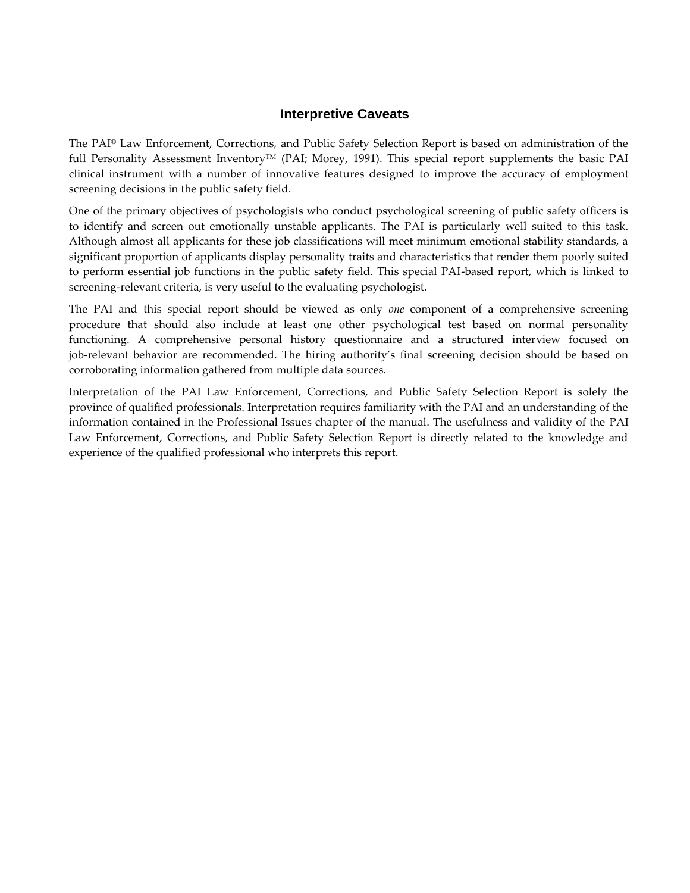## Interpretive Caveats

The PAI® Law Enforcement, Corrections, and Public Safety Selection Report is based on administration of the full Personality Assessment Inventory™ (PAI; Morey, 1991). This special report supplements the basic PAI clinical instrument with a number of innovative features designed to improve the accuracy of employment screening decisions in the public safety field.

One of the primary objectives of psychologists who conduct psychological screening of public safety officers is to identify and screen out emotionally unstable applicants. The PAI is particularly well suited to this task. Although almost all applicants for these job classifications will meet minimum emotional stability standards, a significant proportion of applicants display personality traits and characteristics that render them poorly suited to perform essential job functions in the public safety field. This special PAI-based report, which is linked to screening-relevant criteria, is very useful to the evaluating psychologist.

The PAI and this special report should be viewed as only *one* component of a comprehensive screening procedure that should also include at least one other psychological test based on normal personality functioning. A comprehensive personal history questionnaire and a structured interview focused on job-relevant behavior are recommended. The hiring authority's final screening decision should be based on corroborating information gathered from multiple data sources.

Interpretation of the PAI Law Enforcement, Corrections, and Public Safety Selection Report is solely the province of qualified professionals. Interpretation requires familiarity with the PAI and an understanding of the information contained in the Professional Issues chapter of the manual. The usefulness and validity of the PAI Law Enforcement, Corrections, and Public Safety Selection Report is directly related to the knowledge and experience of the qualified professional who interprets this report.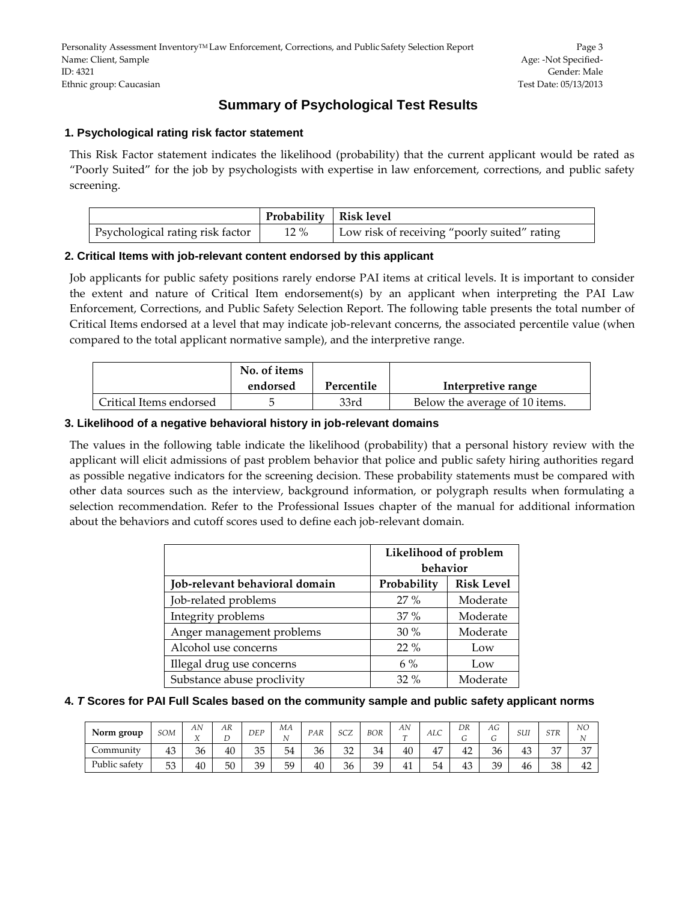# Summary of Psychological Test Results

## 1. Psychological rating risk factor statement

This Risk Factor statement indicates the likelihood (probability) that the current applicant would be rated as "Poorly Suited" for the job by psychologists with expertise in law enforcement, corrections, and public safety screening.

| | Probability | Risk level |
|---|---|---|
| Psychological rating risk factor | 12 % | Low risk of receiving "poorly suited" rating |

## 2. Critical Items with job-relevant content endorsed by this applicant

Job applicants for public safety positions rarely endorse PAI items at critical levels. It is important to consider the extent and nature of Critical Item endorsement(s) by an applicant when interpreting the PAI Law Enforcement, Corrections, and Public Safety Selection Report. The following table presents the total number of Critical Items endorsed at a level that may indicate job-relevant concerns, the associated percentile value (when compared to the total applicant normative sample), and the interpretive range.

| | No. of items endorsed | Percentile | Interpretive range |
|---|---|---|---|
| Critical Items endorsed | 5 | 33rd | Below the average of 10 items. |

## 3. Likelihood of a negative behavioral history in job-relevant domains

The values in the following table indicate the likelihood (probability) that a personal history review with the applicant will elicit admissions of past problem behavior that police and public safety hiring authorities regard as possible negative indicators for the screening decision. These probability statements must be compared with other data sources such as the interview, background information, or polygraph results when formulating a selection recommendation. Refer to the Professional Issues chapter of the manual for additional information about the behaviors and cutoff scores used to define each job-relevant domain.

| | Likelihood of problem behavior | |
|---|---|---|
| **Job-relevant behavioral domain** | **Probability** | **Risk Level** |
| Job-related problems | 27 % | Moderate |
| Integrity problems | 37 % | Moderate |
| Anger management problems | 30 % | Moderate |
| Alcohol use concerns | 22 % | Low |
| Illegal drug use concerns | 6 % | Low |
| Substance abuse proclivity | 32 % | Moderate |

## 4. *T* Scores for PAI Full Scales based on the community sample and public safety applicant norms

| Norm group | *SOM* | *ANX* | *ARD* | *DEP* | *MAN* | *PAR* | *SCZ* | *BOR* | *ANT* | *ALC* | *DRG* | *AGG* | *SUI* | *STR* | *NON* |
|---|---|---|---|---|---|---|---|---|---|---|---|---|---|---|---|
| Community | 43 | 36 | 40 | 35 | 54 | 36 | 32 | 34 | 40 | 47 | 42 | 36 | 43 | 37 | 37 |
| Public safety | 53 | 40 | 50 | 39 | 59 | 40 | 36 | 39 | 41 | 54 | 43 | 39 | 46 | 38 | 42 |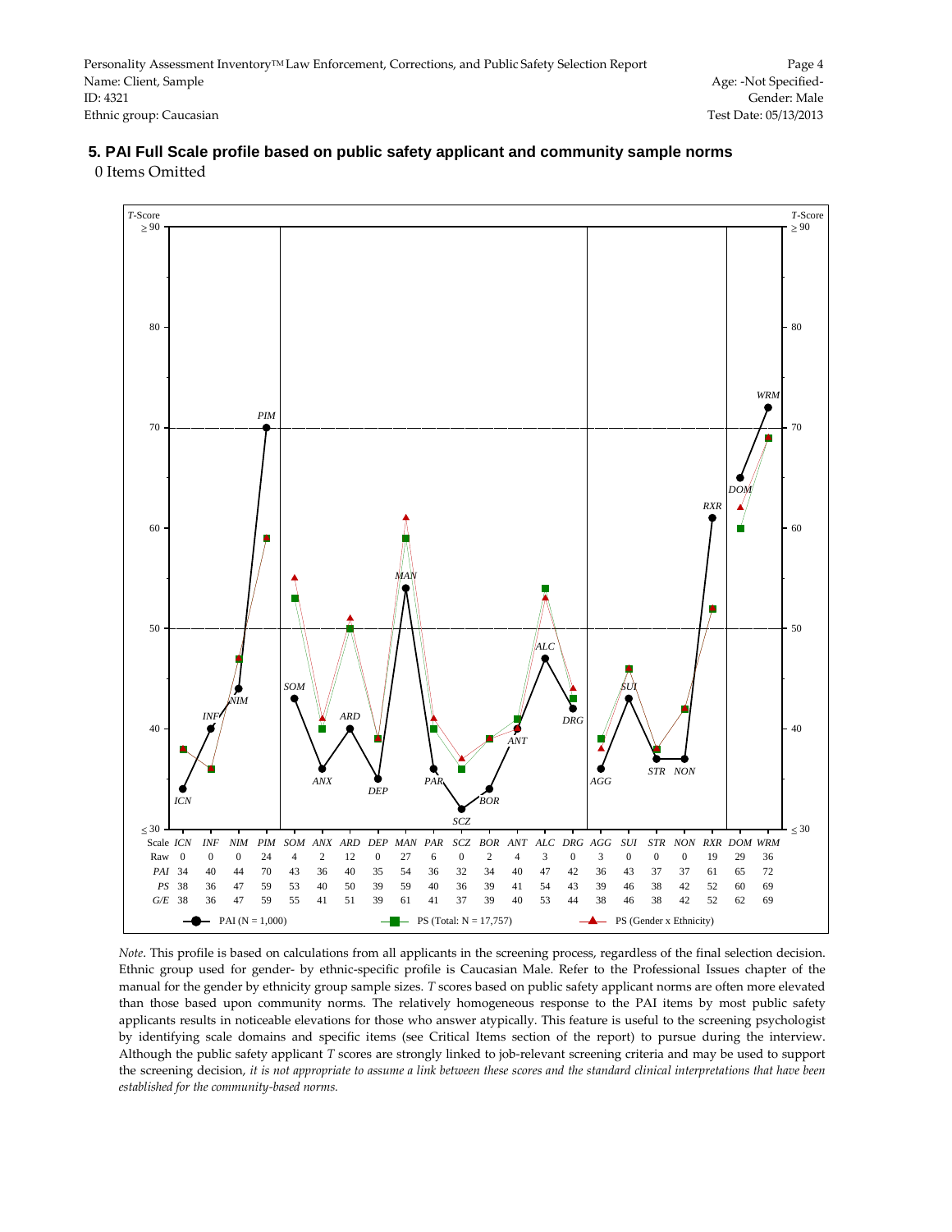Name: Client, Sample
ID: 4321
Ethnic group: Caucasian

Age: -Not Specified-
Gender: Male
Test Date: 05/13/2013

## 5. PAI Full Scale profile based on public safety applicant and community sample norms

0 Items Omitted

| Scale | ICN | INF | NIM | PIM | SOM | ANX | ARD | DEP | MAN | PAR | SCZ | BOR | ANT | ALC | DRG | AGG | SUI | STR | NON | RXR | DOM | WRM |
|---|---|---|---|---|---|---|---|---|---|---|---|---|---|---|---|---|---|---|---|---|---|---|
| Raw | 0 | 0 | 0 | 24 | 4 | 2 | 12 | 0 | 27 | 6 | 0 | 2 | 4 | 3 | 0 | 3 | 0 | 0 | 0 | 19 | 29 | 36 |
| PAI | 34 | 40 | 44 | 70 | 43 | 36 | 40 | 35 | 54 | 36 | 32 | 34 | 40 | 47 | 42 | 36 | 43 | 37 | 37 | 61 | 65 | 72 |
| PS | 38 | 36 | 47 | 59 | 53 | 40 | 50 | 39 | 59 | 40 | 36 | 39 | 41 | 54 | 43 | 39 | 46 | 38 | 42 | 52 | 60 | 69 |
| G/E | 38 | 36 | 47 | 59 | 55 | 41 | 51 | 39 | 61 | 41 | 37 | 39 | 40 | 53 | 44 | 38 | 46 | 38 | 42 | 52 | 62 | 69 |

PAI (N = 1,000) — PS (Total: N = 17,757) — PS (Gender x Ethnicity)

*Note*. This profile is based on calculations from all applicants in the screening process, regardless of the final selection decision. Ethnic group used for gender- by ethnic-specific profile is Caucasian Male. Refer to the Professional Issues chapter of the manual for the gender by ethnicity group sample sizes. *T* scores based on public safety applicant norms are often more elevated than those based upon community norms. The relatively homogeneous response to the PAI items by most public safety applicants results in noticeable elevations for those who answer atypically. This feature is useful to the screening psychologist by identifying scale domains and specific items (see Critical Items section of the report) to pursue during the interview. Although the public safety applicant *T* scores are strongly linked to job-relevant screening criteria and may be used to support the screening decision, *it is not appropriate to assume a link between these scores and the standard clinical interpretations that have been established for the community-based norms.*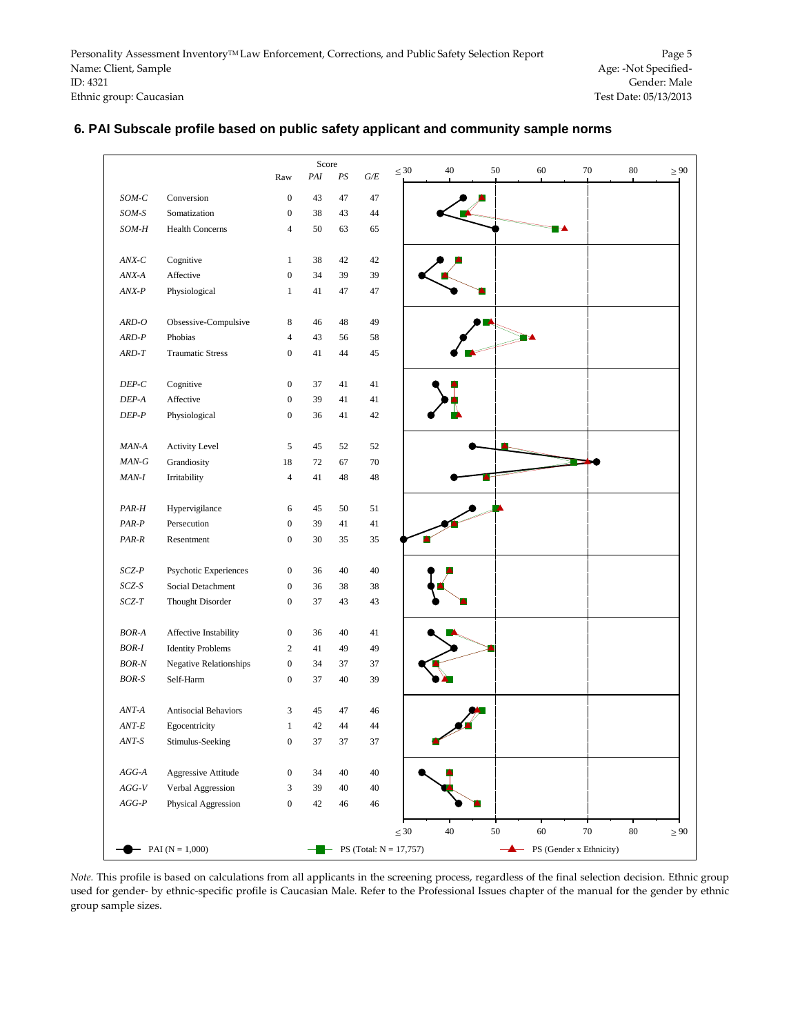## 6. PAI Subscale profile based on public safety applicant and community sample norms

| | | Raw | PAI | PS | G/E |
|---|---|---|---|---|---|
| *SOM-C* | Conversion | 0 | 43 | 47 | 47 |
| *SOM-S* | Somatization | 0 | 38 | 43 | 44 |
| *SOM-H* | Health Concerns | 4 | 50 | 63 | 65 |
| *ANX-C* | Cognitive | 1 | 38 | 42 | 42 |
| *ANX-A* | Affective | 0 | 34 | 39 | 39 |
| *ANX-P* | Physiological | 1 | 41 | 47 | 47 |
| *ARD-O* | Obsessive-Compulsive | 8 | 46 | 48 | 49 |
| *ARD-P* | Phobias | 4 | 43 | 56 | 58 |
| *ARD-T* | Traumatic Stress | 0 | 41 | 44 | 45 |
| *DEP-C* | Cognitive | 0 | 37 | 41 | 41 |
| *DEP-A* | Affective | 0 | 39 | 41 | 41 |
| *DEP-P* | Physiological | 0 | 36 | 41 | 42 |
| *MAN-A* | Activity Level | 5 | 45 | 52 | 52 |
| *MAN-G* | Grandiosity | 18 | 72 | 67 | 70 |
| *MAN-I* | Irritability | 4 | 41 | 48 | 48 |
| *PAR-H* | Hypervigilance | 6 | 45 | 50 | 51 |
| *PAR-P* | Persecution | 0 | 39 | 41 | 41 |
| *PAR-R* | Resentment | 0 | 30 | 35 | 35 |
| *SCZ-P* | Psychotic Experiences | 0 | 36 | 40 | 40 |
| *SCZ-S* | Social Detachment | 0 | 36 | 38 | 38 |
| *SCZ-T* | Thought Disorder | 0 | 37 | 43 | 43 |
| *BOR-A* | Affective Instability | 0 | 36 | 40 | 41 |
| *BOR-I* | Identity Problems | 2 | 41 | 49 | 49 |
| *BOR-N* | Negative Relationships | 0 | 34 | 37 | 37 |
| *BOR-S* | Self-Harm | 0 | 37 | 40 | 39 |
| *ANT-A* | Antisocial Behaviors | 3 | 45 | 47 | 46 |
| *ANT-E* | Egocentricity | 1 | 42 | 44 | 44 |
| *ANT-S* | Stimulus-Seeking | 0 | 37 | 37 | 37 |
| *AGG-A* | Aggressive Attitude | 0 | 34 | 40 | 40 |
| *AGG-V* | Verbal Aggression | 3 | 39 | 40 | 40 |
| *AGG-P* | Physical Aggression | 0 | 42 | 46 | 46 |

PAI (N = 1,000) — PS (Total: N = 17,757) — PS (Gender x Ethnicity)

*Note.* This profile is based on calculations from all applicants in the screening process, regardless of the final selection decision. Ethnic group used for gender- by ethnic-specific profile is Caucasian Male. Refer to the Professional Issues chapter of the manual for the gender by ethnic group sample sizes.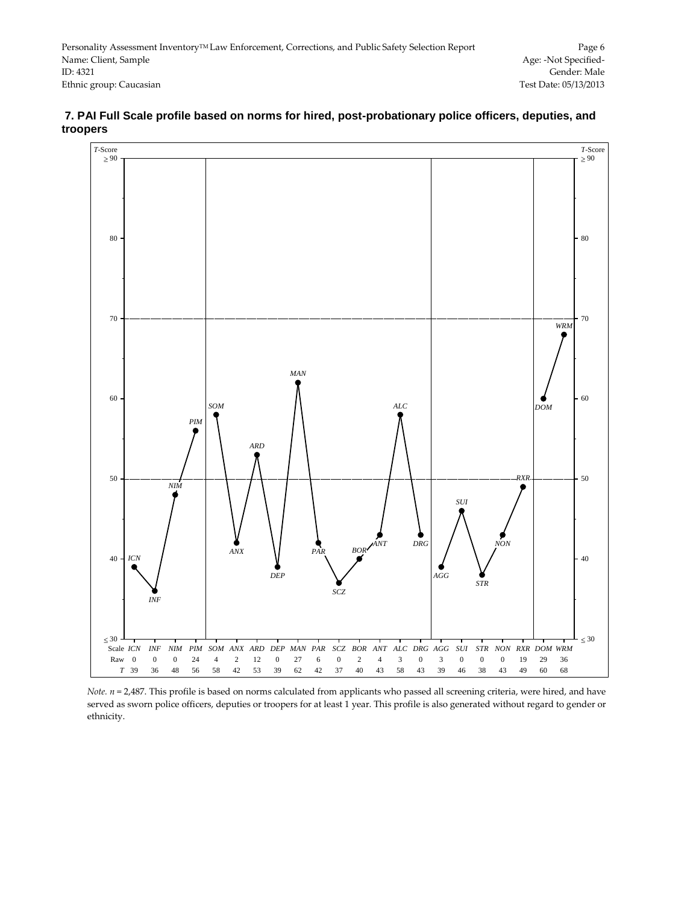### 7. PAI Full Scale profile based on norms for hired, post-probationary police officers, deputies, and troopers

| Scale | ICN | INF | NIM | PIM | SOM | ANX | ARD | DEP | MAN | PAR | SCZ | BOR | ANT | ALC | DRG | AGG | SUI | STR | NON | RXR | DOM | WRM |
|---|---|---|---|---|---|---|---|---|---|---|---|---|---|---|---|---|---|---|---|---|---|---|
| Raw | 0 | 0 | 0 | 24 | 4 | 2 | 12 | 0 | 27 | 6 | 0 | 2 | 4 | 3 | 0 | 3 | 0 | 0 | 0 | 19 | 29 | 36 |
| T | 39 | 36 | 48 | 56 | 58 | 42 | 53 | 39 | 62 | 42 | 37 | 40 | 43 | 58 | 43 | 39 | 46 | 38 | 43 | 49 | 60 | 68 |

*Note. n* = 2,487. This profile is based on norms calculated from applicants who passed all screening criteria, were hired, and have served as sworn police officers, deputies or troopers for at least 1 year. This profile is also generated without regard to gender or ethnicity.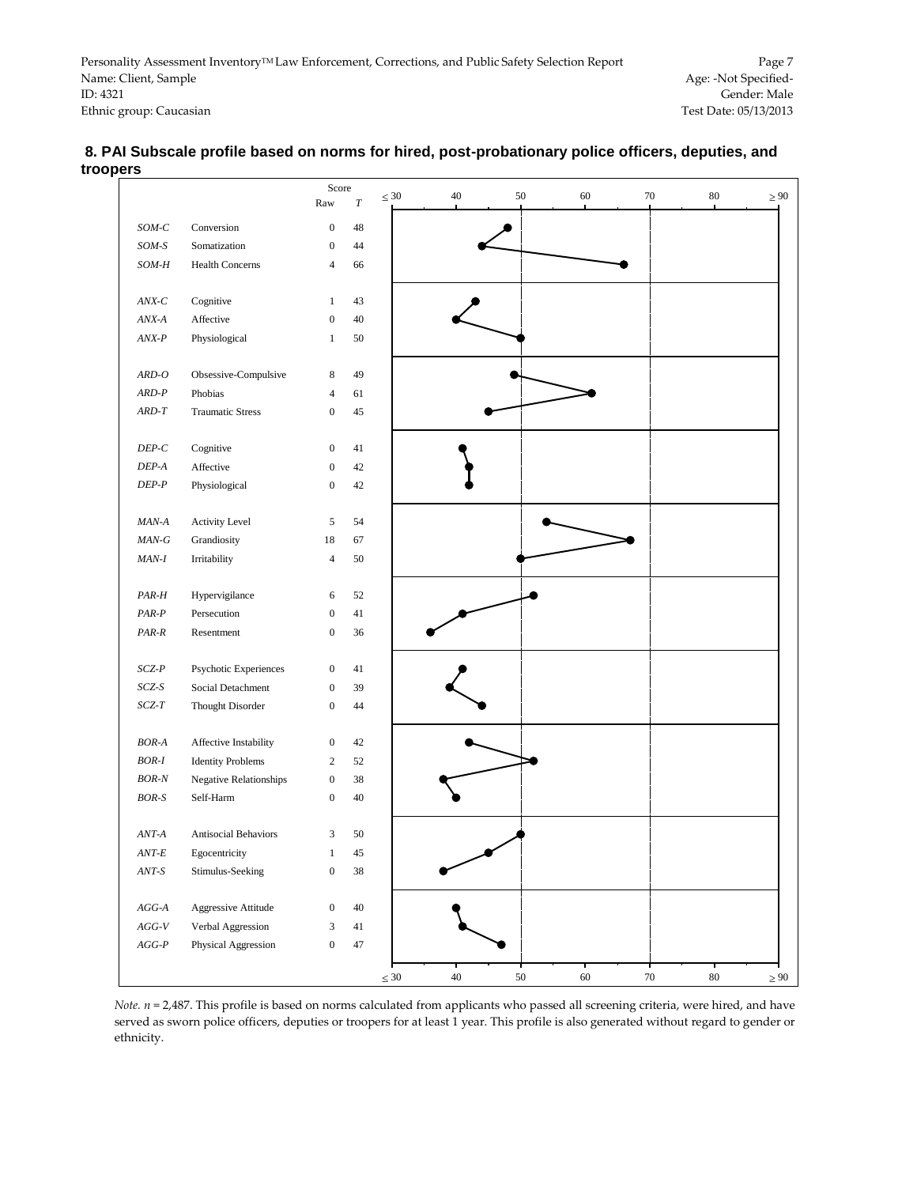## 8. PAI Subscale profile based on norms for hired, post-probationary police officers, deputies, and troopers

| Scale | Subscale | Raw | T |
|---|---|---|---|
| *SOM-C* | Conversion | 0 | 48 |
| *SOM-S* | Somatization | 0 | 44 |
| *SOM-H* | Health Concerns | 4 | 66 |
| *ANX-C* | Cognitive | 1 | 43 |
| *ANX-A* | Affective | 0 | 40 |
| *ANX-P* | Physiological | 1 | 50 |
| *ARD-O* | Obsessive-Compulsive | 8 | 49 |
| *ARD-P* | Phobias | 4 | 61 |
| *ARD-T* | Traumatic Stress | 0 | 45 |
| *DEP-C* | Cognitive | 0 | 41 |
| *DEP-A* | Affective | 0 | 42 |
| *DEP-P* | Physiological | 0 | 42 |
| *MAN-A* | Activity Level | 5 | 54 |
| *MAN-G* | Grandiosity | 18 | 67 |
| *MAN-I* | Irritability | 4 | 50 |
| *PAR-H* | Hypervigilance | 6 | 52 |
| *PAR-P* | Persecution | 0 | 41 |
| *PAR-R* | Resentment | 0 | 36 |
| *SCZ-P* | Psychotic Experiences | 0 | 41 |
| *SCZ-S* | Social Detachment | 0 | 39 |
| *SCZ-T* | Thought Disorder | 0 | 44 |
| *BOR-A* | Affective Instability | 0 | 42 |
| *BOR-I* | Identity Problems | 2 | 52 |
| *BOR-N* | Negative Relationships | 0 | 38 |
| *BOR-S* | Self-Harm | 0 | 40 |
| *ANT-A* | Antisocial Behaviors | 3 | 50 |
| *ANT-E* | Egocentricity | 1 | 45 |
| *ANT-S* | Stimulus-Seeking | 0 | 38 |
| *AGG-A* | Aggressive Attitude | 0 | 40 |
| *AGG-V* | Verbal Aggression | 3 | 41 |
| *AGG-P* | Physical Aggression | 0 | 47 |

*Note.* $n$ = 2,487. This profile is based on norms calculated from applicants who passed all screening criteria, were hired, and have served as sworn police officers, deputies or troopers for at least 1 year. This profile is also generated without regard to gender or ethnicity.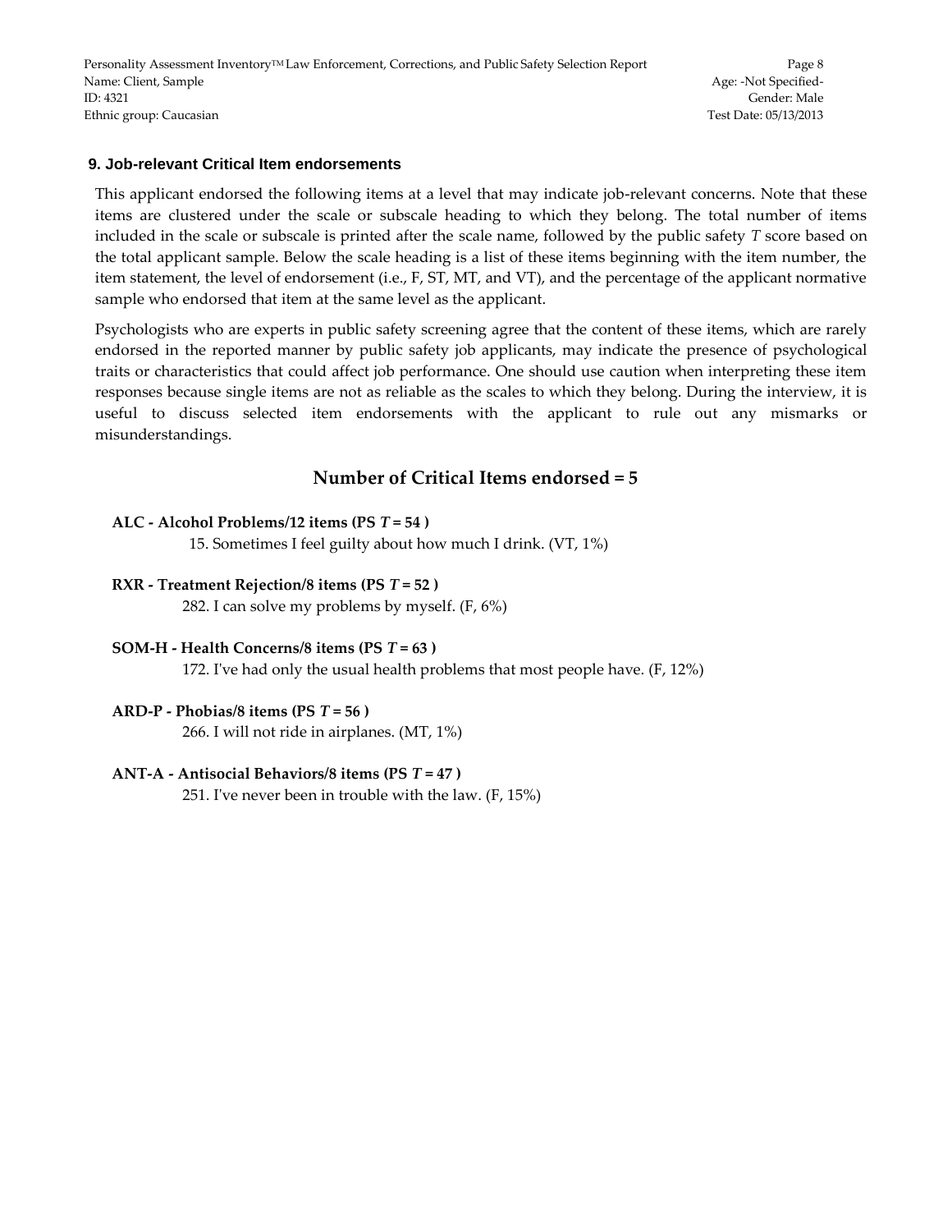## 9. Job-relevant Critical Item endorsements

This applicant endorsed the following items at a level that may indicate job-relevant concerns. Note that these items are clustered under the scale or subscale heading to which they belong. The total number of items included in the scale or subscale is printed after the scale name, followed by the public safety *T* score based on the total applicant sample. Below the scale heading is a list of these items beginning with the item number, the item statement, the level of endorsement (i.e., F, ST, MT, and VT), and the percentage of the applicant normative sample who endorsed that item at the same level as the applicant.

Psychologists who are experts in public safety screening agree that the content of these items, which are rarely endorsed in the reported manner by public safety job applicants, may indicate the presence of psychological traits or characteristics that could affect job performance. One should use caution when interpreting these item responses because single items are not as reliable as the scales to which they belong. During the interview, it is useful to discuss selected item endorsements with the applicant to rule out any mismarks or misunderstandings.

### Number of Critical Items endorsed = 5

**ALC - Alcohol Problems/12 items (PS *T* = 54 )**

15. Sometimes I feel guilty about how much I drink. (VT, 1%)

**RXR - Treatment Rejection/8 items (PS *T* = 52 )**

282. I can solve my problems by myself. (F, 6%)

**SOM-H - Health Concerns/8 items (PS *T* = 63 )**

172. I've had only the usual health problems that most people have. (F, 12%)

**ARD-P - Phobias/8 items (PS *T* = 56 )**

266. I will not ride in airplanes. (MT, 1%)

**ANT-A - Antisocial Behaviors/8 items (PS *T* = 47 )**

251. I've never been in trouble with the law. (F, 15%)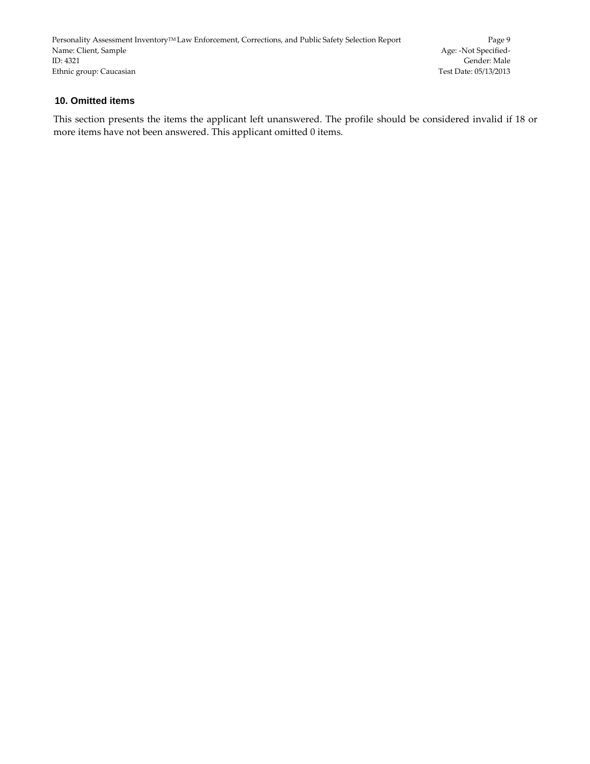## 10. Omitted items

This section presents the items the applicant left unanswered. The profile should be considered invalid if 18 or more items have not been answered. This applicant omitted 0 items.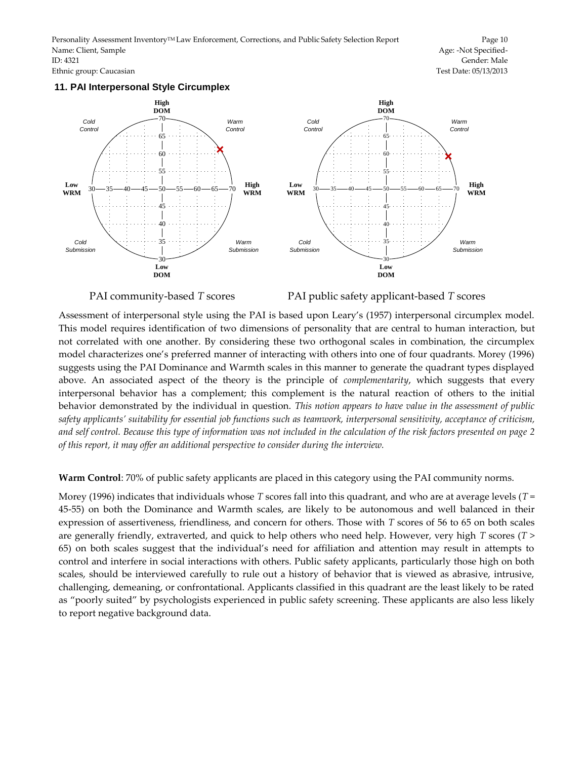## 11. PAI Interpersonal Style Circumplex

PAI community-based *T* scores

PAI public safety applicant-based *T* scores

Assessment of interpersonal style using the PAI is based upon Leary's (1957) interpersonal circumplex model. This model requires identification of two dimensions of personality that are central to human interaction, but not correlated with one another. By considering these two orthogonal scales in combination, the circumplex model characterizes one's preferred manner of interacting with others into one of four quadrants. Morey (1996) suggests using the PAI Dominance and Warmth scales in this manner to generate the quadrant types displayed above. An associated aspect of the theory is the principle of *complementarity*, which suggests that every interpersonal behavior has a complement; this complement is the natural reaction of others to the initial behavior demonstrated by the individual in question. *This notion appears to have value in the assessment of public safety applicants' suitability for essential job functions such as teamwork, interpersonal sensitivity, acceptance of criticism, and self control. Because this type of information was not included in the calculation of the risk factors presented on page 2 of this report, it may offer an additional perspective to consider during the interview.*

**Warm Control**: 70% of public safety applicants are placed in this category using the PAI community norms.

Morey (1996) indicates that individuals whose *T* scores fall into this quadrant, and who are at average levels (*T* = 45-55) on both the Dominance and Warmth scales, are likely to be autonomous and well balanced in their expression of assertiveness, friendliness, and concern for others. Those with *T* scores of 56 to 65 on both scales are generally friendly, extraverted, and quick to help others who need help. However, very high *T* scores (*T* > 65) on both scales suggest that the individual's need for affiliation and attention may result in attempts to control and interfere in social interactions with others. Public safety applicants, particularly those high on both scales, should be interviewed carefully to rule out a history of behavior that is viewed as abrasive, intrusive, challenging, demeaning, or confrontational. Applicants classified in this quadrant are the least likely to be rated as "poorly suited" by psychologists experienced in public safety screening. These applicants are also less likely to report negative background data.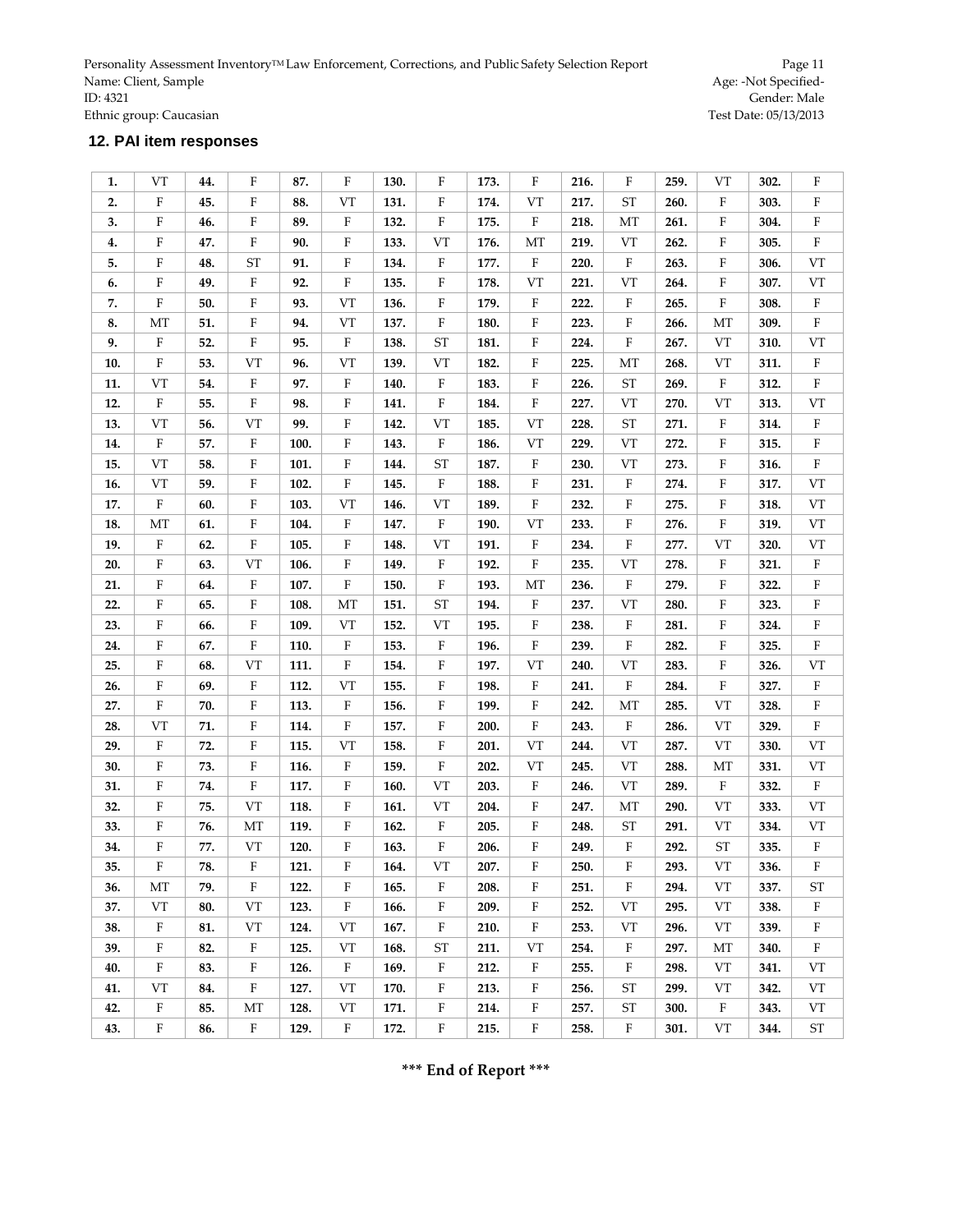## 12. PAI item responses

| | | | | | | | | | | | | | | | |
|---|---|---|---|---|---|---|---|---|---|---|---|---|---|---|---|
| **1.** | VT | **44.** | F | **87.** | F | **130.** | F | **173.** | F | **216.** | F | **259.** | VT | **302.** | F |
| **2.** | F | **45.** | F | **88.** | VT | **131.** | F | **174.** | VT | **217.** | ST | **260.** | F | **303.** | F |
| **3.** | F | **46.** | F | **89.** | F | **132.** | F | **175.** | F | **218.** | MT | **261.** | F | **304.** | F |
| **4.** | F | **47.** | F | **90.** | F | **133.** | VT | **176.** | MT | **219.** | VT | **262.** | F | **305.** | F |
| **5.** | F | **48.** | ST | **91.** | F | **134.** | F | **177.** | F | **220.** | F | **263.** | F | **306.** | VT |
| **6.** | F | **49.** | F | **92.** | F | **135.** | F | **178.** | VT | **221.** | VT | **264.** | F | **307.** | VT |
| **7.** | F | **50.** | F | **93.** | VT | **136.** | F | **179.** | F | **222.** | F | **265.** | F | **308.** | F |
| **8.** | MT | **51.** | F | **94.** | VT | **137.** | F | **180.** | F | **223.** | F | **266.** | MT | **309.** | F |
| **9.** | F | **52.** | F | **95.** | F | **138.** | ST | **181.** | F | **224.** | F | **267.** | VT | **310.** | VT |
| **10.** | F | **53.** | VT | **96.** | VT | **139.** | VT | **182.** | F | **225.** | MT | **268.** | VT | **311.** | F |
| **11.** | VT | **54.** | F | **97.** | F | **140.** | F | **183.** | F | **226.** | ST | **269.** | F | **312.** | F |
| **12.** | F | **55.** | F | **98.** | F | **141.** | F | **184.** | F | **227.** | VT | **270.** | VT | **313.** | VT |
| **13.** | VT | **56.** | VT | **99.** | F | **142.** | VT | **185.** | VT | **228.** | ST | **271.** | F | **314.** | F |
| **14.** | F | **57.** | F | **100.** | F | **143.** | F | **186.** | VT | **229.** | VT | **272.** | F | **315.** | F |
| **15.** | VT | **58.** | F | **101.** | F | **144.** | ST | **187.** | F | **230.** | VT | **273.** | F | **316.** | F |
| **16.** | VT | **59.** | F | **102.** | F | **145.** | F | **188.** | F | **231.** | F | **274.** | F | **317.** | VT |
| **17.** | F | **60.** | F | **103.** | VT | **146.** | VT | **189.** | F | **232.** | F | **275.** | F | **318.** | VT |
| **18.** | MT | **61.** | F | **104.** | F | **147.** | F | **190.** | VT | **233.** | F | **276.** | F | **319.** | VT |
| **19.** | F | **62.** | F | **105.** | F | **148.** | VT | **191.** | F | **234.** | F | **277.** | VT | **320.** | VT |
| **20.** | F | **63.** | VT | **106.** | F | **149.** | F | **192.** | F | **235.** | VT | **278.** | F | **321.** | F |
| **21.** | F | **64.** | F | **107.** | F | **150.** | F | **193.** | MT | **236.** | F | **279.** | F | **322.** | F |
| **22.** | F | **65.** | F | **108.** | MT | **151.** | ST | **194.** | F | **237.** | VT | **280.** | F | **323.** | F |
| **23.** | F | **66.** | F | **109.** | VT | **152.** | VT | **195.** | F | **238.** | F | **281.** | F | **324.** | F |
| **24.** | F | **67.** | F | **110.** | F | **153.** | F | **196.** | F | **239.** | F | **282.** | F | **325.** | F |
| **25.** | F | **68.** | VT | **111.** | F | **154.** | F | **197.** | VT | **240.** | VT | **283.** | F | **326.** | VT |
| **26.** | F | **69.** | F | **112.** | VT | **155.** | F | **198.** | F | **241.** | F | **284.** | F | **327.** | F |
| **27.** | F | **70.** | F | **113.** | F | **156.** | F | **199.** | F | **242.** | MT | **285.** | VT | **328.** | F |
| **28.** | VT | **71.** | F | **114.** | F | **157.** | F | **200.** | F | **243.** | F | **286.** | VT | **329.** | F |
| **29.** | F | **72.** | F | **115.** | VT | **158.** | F | **201.** | VT | **244.** | VT | **287.** | VT | **330.** | VT |
| **30.** | F | **73.** | F | **116.** | F | **159.** | F | **202.** | VT | **245.** | VT | **288.** | MT | **331.** | VT |
| **31.** | F | **74.** | F | **117.** | F | **160.** | VT | **203.** | F | **246.** | VT | **289.** | F | **332.** | F |
| **32.** | F | **75.** | VT | **118.** | F | **161.** | VT | **204.** | F | **247.** | MT | **290.** | VT | **333.** | VT |
| **33.** | F | **76.** | MT | **119.** | F | **162.** | F | **205.** | F | **248.** | ST | **291.** | VT | **334.** | VT |
| **34.** | F | **77.** | VT | **120.** | F | **163.** | F | **206.** | F | **249.** | F | **292.** | ST | **335.** | F |
| **35.** | F | **78.** | F | **121.** | F | **164.** | VT | **207.** | F | **250.** | F | **293.** | VT | **336.** | F |
| **36.** | MT | **79.** | F | **122.** | F | **165.** | F | **208.** | F | **251.** | F | **294.** | VT | **337.** | ST |
| **37.** | VT | **80.** | VT | **123.** | F | **166.** | F | **209.** | F | **252.** | VT | **295.** | VT | **338.** | F |
| **38.** | F | **81.** | VT | **124.** | VT | **167.** | F | **210.** | F | **253.** | VT | **296.** | VT | **339.** | F |
| **39.** | F | **82.** | F | **125.** | VT | **168.** | ST | **211.** | VT | **254.** | F | **297.** | MT | **340.** | F |
| **40.** | F | **83.** | F | **126.** | F | **169.** | F | **212.** | F | **255.** | F | **298.** | VT | **341.** | VT |
| **41.** | VT | **84.** | F | **127.** | VT | **170.** | F | **213.** | F | **256.** | ST | **299.** | VT | **342.** | VT |
| **42.** | F | **85.** | MT | **128.** | VT | **171.** | F | **214.** | F | **257.** | ST | **300.** | F | **343.** | VT |
| **43.** | F | **86.** | F | **129.** | F | **172.** | F | **215.** | F | **258.** | F | **301.** | VT | **344.** | ST |

**\*\*\* End of Report \*\*\***